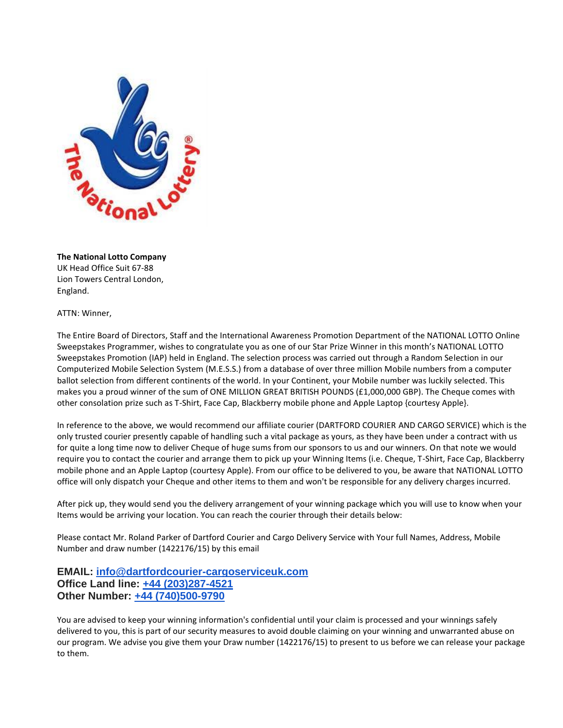**The National Lotto Company**
UK Head Office Suit 67-88
Lion Towers Central London,
England.

ATTN: Winner,

The Entire Board of Directors, Staff and the International Awareness Promotion Department of the NATIONAL LOTTO Online Sweepstakes Programmer, wishes to congratulate you as one of our Star Prize Winner in this month's NATIONAL LOTTO Sweepstakes Promotion (IAP) held in England. The selection process was carried out through a Random Selection in our Computerized Mobile Selection System (M.E.S.S.) from a database of over three million Mobile numbers from a computer ballot selection from different continents of the world. In your Continent, your Mobile number was luckily selected. This makes you a proud winner of the sum of ONE MILLION GREAT BRITISH POUNDS (£1,000,000 GBP). The Cheque comes with other consolation prize such as T-Shirt, Face Cap, Blackberry mobile phone and Apple Laptop {courtesy Apple}.

In reference to the above, we would recommend our affiliate courier (DARTFORD COURIER AND CARGO SERVICE) which is the only trusted courier presently capable of handling such a vital package as yours, as they have been under a contract with us for quite a long time now to deliver Cheque of huge sums from our sponsors to us and our winners. On that note we would require you to contact the courier and arrange them to pick up your Winning Items (i.e. Cheque, T-Shirt, Face Cap, Blackberry mobile phone and an Apple Laptop (courtesy Apple). From our office to be delivered to you, be aware that NATIONAL LOTTO office will only dispatch your Cheque and other items to them and won't be responsible for any delivery charges incurred.

After pick up, they would send you the delivery arrangement of your winning package which you will use to know when your Items would be arriving your location. You can reach the courier through their details below:

Please contact Mr. Roland Parker of Dartford Courier and Cargo Delivery Service with Your full Names, Address, Mobile Number and draw number (1422176/15) by this email

**EMAIL: info@dartfordcourier-cargoserviceuk.com**
**Office Land line: +44 (203)287-4521**
**Other Number: +44 (740)500-9790**

You are advised to keep your winning information's confidential until your claim is processed and your winnings safely delivered to you, this is part of our security measures to avoid double claiming on your winning and unwarranted abuse on our program. We advise you give them your Draw number (1422176/15) to present to us before we can release your package to them.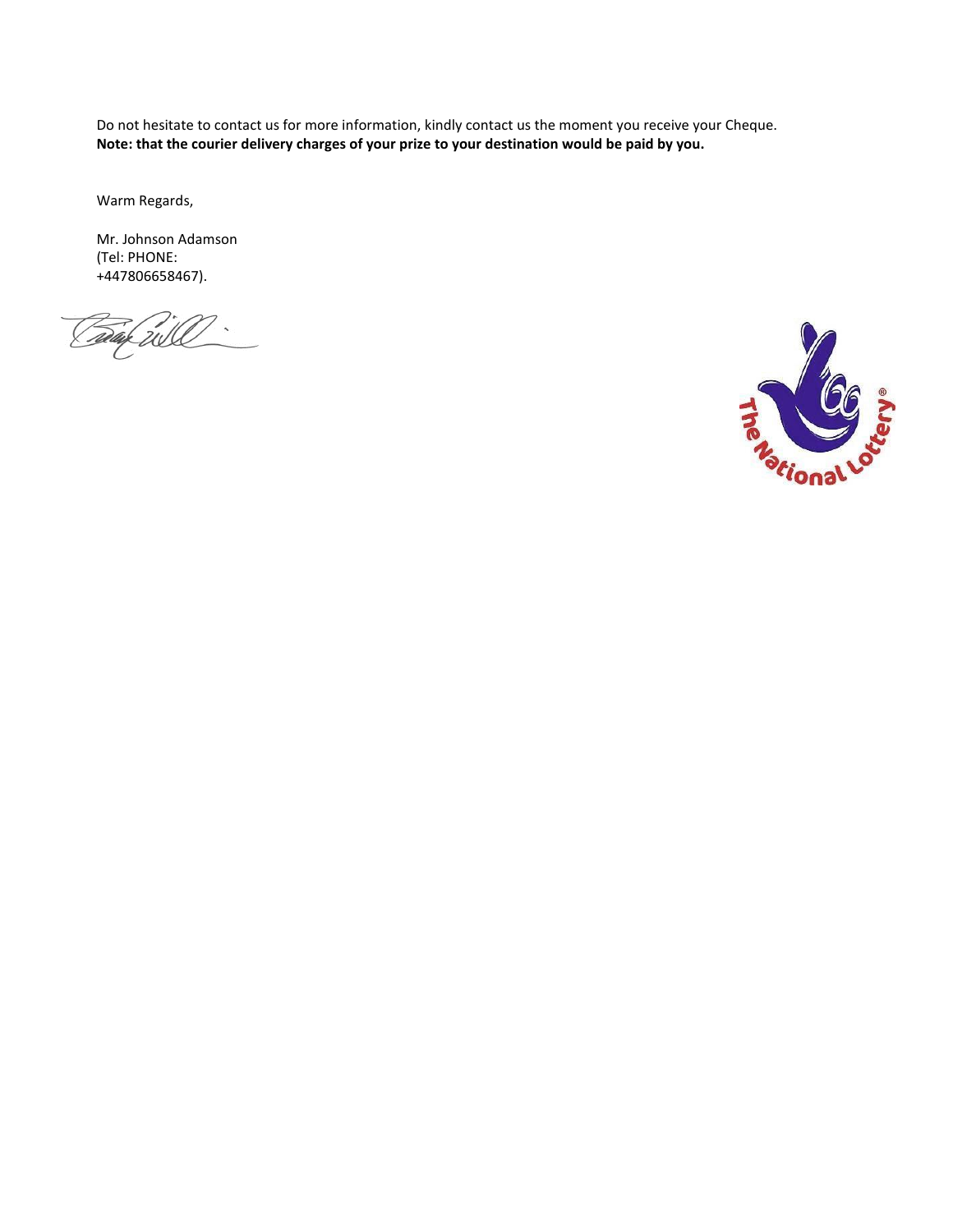Do not hesitate to contact us for more information, kindly contact us the moment you receive your Cheque.
**Note: that the courier delivery charges of your prize to your destination would be paid by you.**

Warm Regards,

Mr. Johnson Adamson
(Tel: PHONE:
+447806658467).